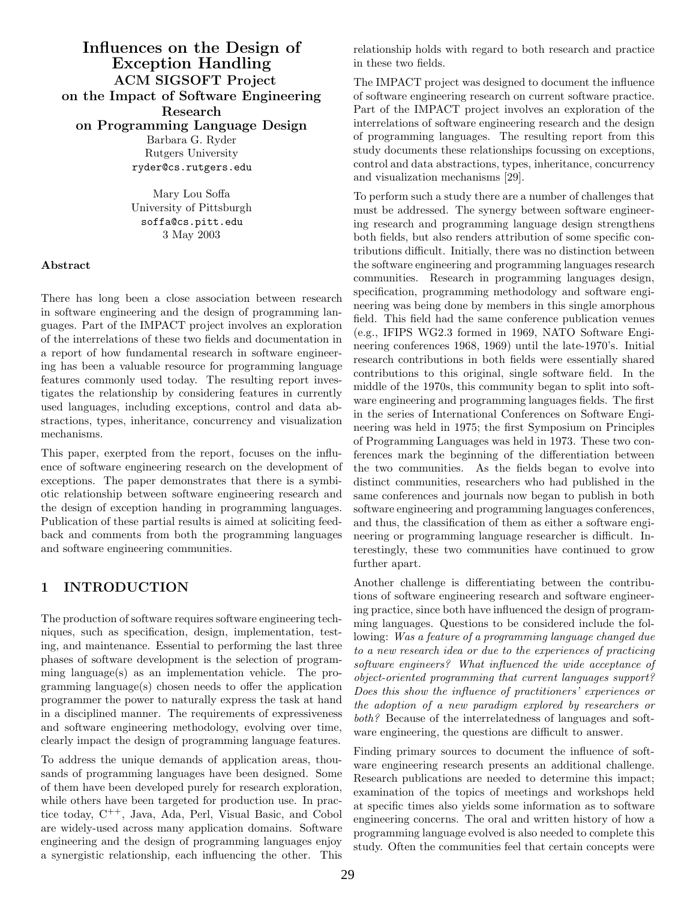# Influences on the Design of Exception Handling

## ACM SIGSOFT Project on the Impact of Software Engineering Research on Programming Language Design

Barbara G. Ryder
Rutgers University
ryder@cs.rutgers.edu

Mary Lou Soffa
University of Pittsburgh
soffa@cs.pitt.edu

3 May 2003

### Abstract

There has long been a close association between research in software engineering and the design of programming languages. Part of the IMPACT project involves an exploration of the interrelations of these two fields and documentation in a report of how fundamental research in software engineering has been a valuable resource for programming language features commonly used today. The resulting report investigates the relationship by considering features in currently used languages, including exceptions, control and data abstractions, types, inheritance, concurrency and visualization mechanisms.

This paper, exerpted from the report, focuses on the influence of software engineering research on the development of exceptions. The paper demonstrates that there is a symbiotic relationship between software engineering research and the design of exception handing in programming languages. Publication of these partial results is aimed at soliciting feedback and comments from both the programming languages and software engineering communities.

## 1 INTRODUCTION

The production of software requires software engineering techniques, such as specification, design, implementation, testing, and maintenance. Essential to performing the last three phases of software development is the selection of programming language(s) as an implementation vehicle. The programming language(s) chosen needs to offer the application programmer the power to naturally express the task at hand in a disciplined manner. The requirements of expressiveness and software engineering methodology, evolving over time, clearly impact the design of programming language features.

To address the unique demands of application areas, thousands of programming languages have been designed. Some of them have been developed purely for research exploration, while others have been targeted for production use. In practice today, C$^{++}$, Java, Ada, Perl, Visual Basic, and Cobol are widely-used across many application domains. Software engineering and the design of programming languages enjoy a synergistic relationship, each influencing the other. This relationship holds with regard to both research and practice in these two fields.

The IMPACT project was designed to document the influence of software engineering research on current software practice. Part of the IMPACT project involves an exploration of the interrelations of software engineering research and the design of programming languages. The resulting report from this study documents these relationships focussing on exceptions, control and data abstractions, types, inheritance, concurrency and visualization mechanisms [29].

To perform such a study there are a number of challenges that must be addressed. The synergy between software engineering research and programming language design strengthens both fields, but also renders attribution of some specific contributions difficult. Initially, there was no distinction between the software engineering and programming languages research communities. Research in programming languages design, specification, programming methodology and software engineering was being done by members in this single amorphous field. This field had the same conference publication venues (e.g., IFIPS WG2.3 formed in 1969, NATO Software Engineering conferences 1968, 1969) until the late-1970's. Initial research contributions in both fields were essentially shared contributions to this original, single software field. In the middle of the 1970s, this community began to split into software engineering and programming languages fields. The first in the series of International Conferences on Software Engineering was held in 1975; the first Symposium on Principles of Programming Languages was held in 1973. These two conferences mark the beginning of the differentiation between the two communities. As the fields began to evolve into distinct communities, researchers who had published in the same conferences and journals now began to publish in both software engineering and programming languages conferences, and thus, the classification of them as either a software engineering or programming language researcher is difficult. Interestingly, these two communities have continued to grow further apart.

Another challenge is differentiating between the contributions of software engineering research and software engineering practice, since both have influenced the design of programming languages. Questions to be considered include the following: *Was a feature of a programming language changed due to a new research idea or due to the experiences of practicing software engineers? What influenced the wide acceptance of object-oriented programming that current languages support? Does this show the influence of practitioners' experiences or the adoption of a new paradigm explored by researchers or both?* Because of the interrelatedness of languages and software engineering, the questions are difficult to answer.

Finding primary sources to document the influence of software engineering research presents an additional challenge. Research publications are needed to determine this impact; examination of the topics of meetings and workshops held at specific times also yields some information as to software engineering concerns. The oral and written history of how a programming language evolved is also needed to complete this study. Often the communities feel that certain concepts were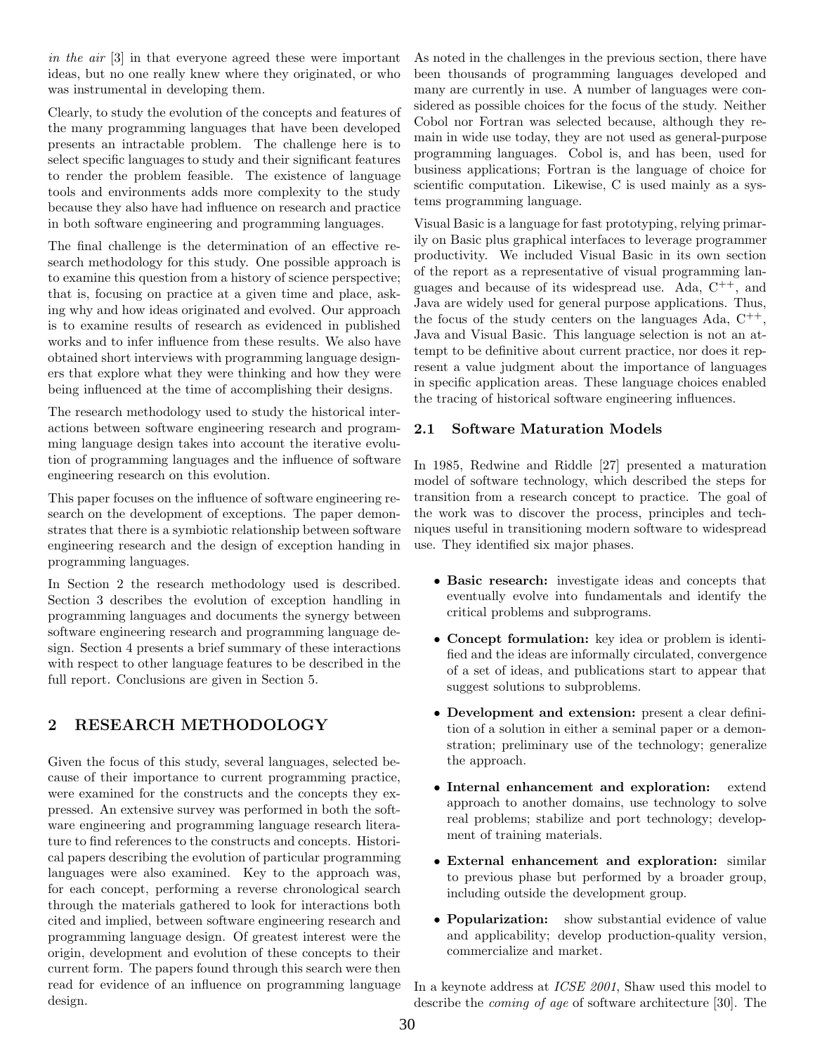*in the air* [3] in that everyone agreed these were important ideas, but no one really knew where they originated, or who was instrumental in developing them.

Clearly, to study the evolution of the concepts and features of the many programming languages that have been developed presents an intractable problem. The challenge here is to select specific languages to study and their significant features to render the problem feasible. The existence of language tools and environments adds more complexity to the study because they also have had influence on research and practice in both software engineering and programming languages.

The final challenge is the determination of an effective research methodology for this study. One possible approach is to examine this question from a history of science perspective; that is, focusing on practice at a given time and place, asking why and how ideas originated and evolved. Our approach is to examine results of research as evidenced in published works and to infer influence from these results. We also have obtained short interviews with programming language designers that explore what they were thinking and how they were being influenced at the time of accomplishing their designs.

The research methodology used to study the historical interactions between software engineering research and programming language design takes into account the iterative evolution of programming languages and the influence of software engineering research on this evolution.

This paper focuses on the influence of software engineering research on the development of exceptions. The paper demonstrates that there is a symbiotic relationship between software engineering research and the design of exception handing in programming languages.

In Section 2 the research methodology used is described. Section 3 describes the evolution of exception handling in programming languages and documents the synergy between software engineering research and programming language design. Section 4 presents a brief summary of these interactions with respect to other language features to be described in the full report. Conclusions are given in Section 5.

## 2 RESEARCH METHODOLOGY

Given the focus of this study, several languages, selected because of their importance to current programming practice, were examined for the constructs and the concepts they expressed. An extensive survey was performed in both the software engineering and programming language research literature to find references to the constructs and concepts. Historical papers describing the evolution of particular programming languages were also examined. Key to the approach was, for each concept, performing a reverse chronological search through the materials gathered to look for interactions both cited and implied, between software engineering research and programming language design. Of greatest interest were the origin, development and evolution of these concepts to their current form. The papers found through this search were then read for evidence of an influence on programming language design.

As noted in the challenges in the previous section, there have been thousands of programming languages developed and many are currently in use. A number of languages were considered as possible choices for the focus of the study. Neither Cobol nor Fortran was selected because, although they remain in wide use today, they are not used as general-purpose programming languages. Cobol is, and has been, used for business applications; Fortran is the language of choice for scientific computation. Likewise, C is used mainly as a systems programming language.

Visual Basic is a language for fast prototyping, relying primarily on Basic plus graphical interfaces to leverage programmer productivity. We included Visual Basic in its own section of the report as a representative of visual programming languages and because of its widespread use. Ada, C$^{++}$, and Java are widely used for general purpose applications. Thus, the focus of the study centers on the languages Ada, C$^{++}$, Java and Visual Basic. This language selection is not an attempt to be definitive about current practice, nor does it represent a value judgment about the importance of languages in specific application areas. These language choices enabled the tracing of historical software engineering influences.

### 2.1 Software Maturation Models

In 1985, Redwine and Riddle [27] presented a maturation model of software technology, which described the steps for transition from a research concept to practice. The goal of the work was to discover the process, principles and techniques useful in transitioning modern software to widespread use. They identified six major phases.

- **Basic research:** investigate ideas and concepts that eventually evolve into fundamentals and identify the critical problems and subprograms.
- **Concept formulation:** key idea or problem is identified and the ideas are informally circulated, convergence of a set of ideas, and publications start to appear that suggest solutions to subproblems.
- **Development and extension:** present a clear definition of a solution in either a seminal paper or a demonstration; preliminary use of the technology; generalize the approach.
- **Internal enhancement and exploration:** extend approach to another domains, use technology to solve real problems; stabilize and port technology; development of training materials.
- **External enhancement and exploration:** similar to previous phase but performed by a broader group, including outside the development group.
- **Popularization:** show substantial evidence of value and applicability; develop production-quality version, commercialize and market.

In a keynote address at *ICSE 2001*, Shaw used this model to describe the *coming of age* of software architecture [30]. The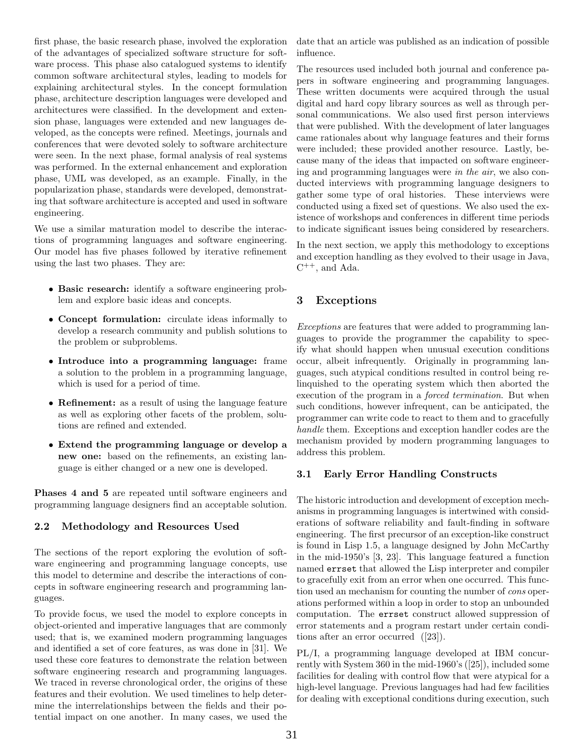first phase, the basic research phase, involved the exploration of the advantages of specialized software structure for software process. This phase also catalogued systems to identify common software architectural styles, leading to models for explaining architectural styles. In the concept formulation phase, architecture description languages were developed and architectures were classified. In the development and extension phase, languages were extended and new languages developed, as the concepts were refined. Meetings, journals and conferences that were devoted solely to software architecture were seen. In the next phase, formal analysis of real systems was performed. In the external enhancement and exploration phase, UML was developed, as an example. Finally, in the popularization phase, standards were developed, demonstrating that software architecture is accepted and used in software engineering.

We use a similar maturation model to describe the interactions of programming languages and software engineering. Our model has five phases followed by iterative refinement using the last two phases. They are:

- **Basic research:** identify a software engineering problem and explore basic ideas and concepts.
- **Concept formulation:** circulate ideas informally to develop a research community and publish solutions to the problem or subproblems.
- **Introduce into a programming language:** frame a solution to the problem in a programming language, which is used for a period of time.
- **Refinement:** as a result of using the language feature as well as exploring other facets of the problem, solutions are refined and extended.
- **Extend the programming language or develop a new one:** based on the refinements, an existing language is either changed or a new one is developed.

**Phases 4 and 5** are repeated until software engineers and programming language designers find an acceptable solution.

### 2.2 Methodology and Resources Used

The sections of the report exploring the evolution of software engineering and programming language concepts, use this model to determine and describe the interactions of concepts in software engineering research and programming languages.

To provide focus, we used the model to explore concepts in object-oriented and imperative languages that are commonly used; that is, we examined modern programming languages and identified a set of core features, as was done in [31]. We used these core features to demonstrate the relation between software engineering research and programming languages. We traced in reverse chronological order, the origins of these features and their evolution. We used timelines to help determine the interrelationships between the fields and their potential impact on one another. In many cases, we used the date that an article was published as an indication of possible influence.

The resources used included both journal and conference papers in software engineering and programming languages. These written documents were acquired through the usual digital and hard copy library sources as well as through personal communications. We also used first person interviews that were published. With the development of later languages came rationales about why language features and their forms were included; these provided another resource. Lastly, because many of the ideas that impacted on software engineering and programming languages were *in the air*, we also conducted interviews with programming language designers to gather some type of oral histories. These interviews were conducted using a fixed set of questions. We also used the existence of workshops and conferences in different time periods to indicate significant issues being considered by researchers.

In the next section, we apply this methodology to exceptions and exception handling as they evolved to their usage in Java, C$^{++}$, and Ada.

## 3 Exceptions

*Exceptions* are features that were added to programming languages to provide the programmer the capability to specify what should happen when unusual execution conditions occur, albeit infrequently. Originally in programming languages, such atypical conditions resulted in control being relinquished to the operating system which then aborted the execution of the program in a *forced termination*. But when such conditions, however infrequent, can be anticipated, the programmer can write code to react to them and to gracefully *handle* them. Exceptions and exception handler codes are the mechanism provided by modern programming languages to address this problem.

### 3.1 Early Error Handling Constructs

The historic introduction and development of exception mechanisms in programming languages is intertwined with considerations of software reliability and fault-finding in software engineering. The first precursor of an exception-like construct is found in Lisp 1.5, a language designed by John McCarthy in the mid-1950's [3, 23]. This language featured a function named `errset` that allowed the Lisp interpreter and compiler to gracefully exit from an error when one occurred. This function used an mechanism for counting the number of *cons* operations performed within a loop in order to stop an unbounded computation. The `errset` construct allowed suppression of error statements and a program restart under certain conditions after an error occurred ([23]).

PL/I, a programming language developed at IBM concurrently with System 360 in the mid-1960's ([25]), included some facilities for dealing with control flow that were atypical for a high-level language. Previous languages had had few facilities for dealing with exceptional conditions during execution, such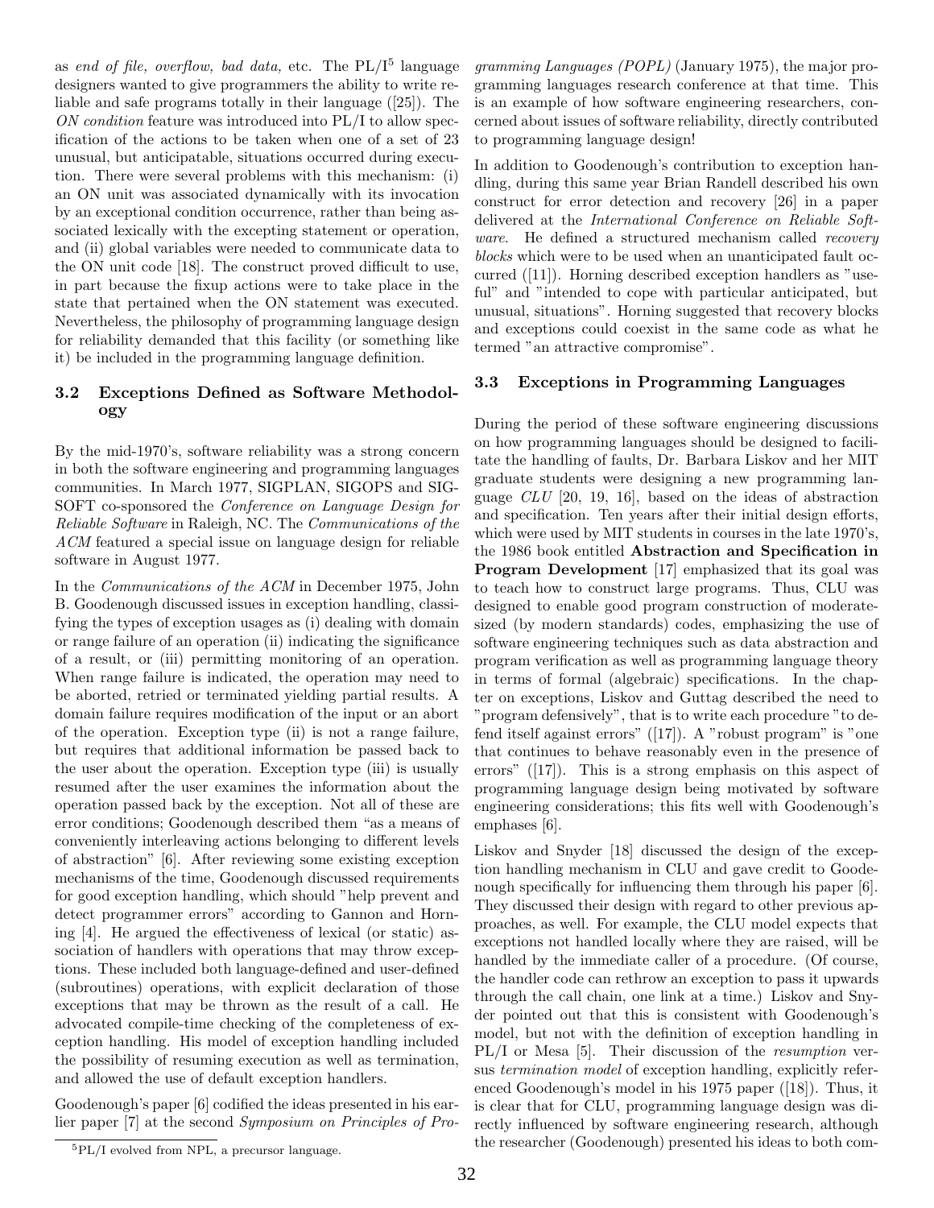as *end of file, overflow, bad data,* etc. The PL/I[5] language designers wanted to give programmers the ability to write reliable and safe programs totally in their language ([25]). The *ON condition* feature was introduced into PL/I to allow specification of the actions to be taken when one of a set of 23 unusual, but anticipatable, situations occurred during execution. There were several problems with this mechanism: (i) an ON unit was associated dynamically with its invocation by an exceptional condition occurrence, rather than being associated lexically with the excepting statement or operation, and (ii) global variables were needed to communicate data to the ON unit code [18]. The construct proved difficult to use, in part because the fixup actions were to take place in the state that pertained when the ON statement was executed. Nevertheless, the philosophy of programming language design for reliability demanded that this facility (or something like it) be included in the programming language definition.

### 3.2 Exceptions Defined as Software Methodology

By the mid-1970's, software reliability was a strong concern in both the software engineering and programming languages communities. In March 1977, SIGPLAN, SIGOPS and SIGSOFT co-sponsored the *Conference on Language Design for Reliable Software* in Raleigh, NC. The *Communications of the ACM* featured a special issue on language design for reliable software in August 1977.

In the *Communications of the ACM* in December 1975, John B. Goodenough discussed issues in exception handling, classifying the types of exception usages as (i) dealing with domain or range failure of an operation (ii) indicating the significance of a result, or (iii) permitting monitoring of an operation. When range failure is indicated, the operation may need to be aborted, retried or terminated yielding partial results. A domain failure requires modification of the input or an abort of the operation. Exception type (ii) is not a range failure, but requires that additional information be passed back to the user about the operation. Exception type (iii) is usually resumed after the user examines the information about the operation passed back by the exception. Not all of these are error conditions; Goodenough described them "as a means of conveniently interleaving actions belonging to different levels of abstraction" [6]. After reviewing some existing exception mechanisms of the time, Goodenough discussed requirements for good exception handling, which should "help prevent and detect programmer errors" according to Gannon and Horning [4]. He argued the effectiveness of lexical (or static) association of handlers with operations that may throw exceptions. These included both language-defined and user-defined (subroutines) operations, with explicit declaration of those exceptions that may be thrown as the result of a call. He advocated compile-time checking of the completeness of exception handling. His model of exception handling included the possibility of resuming execution as well as termination, and allowed the use of default exception handlers.

Goodenough's paper [6] codified the ideas presented in his earlier paper [7] at the second *Symposium on Principles of Programming Languages (POPL)* (January 1975), the major programming languages research conference at that time. This is an example of how software engineering researchers, concerned about issues of software reliability, directly contributed to programming language design!

In addition to Goodenough's contribution to exception handling, during this same year Brian Randell described his own construct for error detection and recovery [26] in a paper delivered at the *International Conference on Reliable Software*. He defined a structured mechanism called *recovery blocks* which were to be used when an unanticipated fault occurred ([11]). Horning described exception handlers as "useful" and "intended to cope with particular anticipated, but unusual, situations". Horning suggested that recovery blocks and exceptions could coexist in the same code as what he termed "an attractive compromise".

### 3.3 Exceptions in Programming Languages

During the period of these software engineering discussions on how programming languages should be designed to facilitate the handling of faults, Dr. Barbara Liskov and her MIT graduate students were designing a new programming language *CLU* [20, 19, 16], based on the ideas of abstraction and specification. Ten years after their initial design efforts, which were used by MIT students in courses in the late 1970's, the 1986 book entitled **Abstraction and Specification in Program Development** [17] emphasized that its goal was to teach how to construct large programs. Thus, CLU was designed to enable good program construction of moderate-sized (by modern standards) codes, emphasizing the use of software engineering techniques such as data abstraction and program verification as well as programming language theory in terms of formal (algebraic) specifications. In the chapter on exceptions, Liskov and Guttag described the need to "program defensively", that is to write each procedure "to defend itself against errors" ([17]). A "robust program" is "one that continues to behave reasonably even in the presence of errors" ([17]). This is a strong emphasis on this aspect of programming language design being motivated by software engineering considerations; this fits well with Goodenough's emphases [6].

Liskov and Snyder [18] discussed the design of the exception handling mechanism in CLU and gave credit to Goodenough specifically for influencing them through his paper [6]. They discussed their design with regard to other previous approaches, as well. For example, the CLU model expects that exceptions not handled locally where they are raised, will be handled by the immediate caller of a procedure. (Of course, the handler code can rethrow an exception to pass it upwards through the call chain, one link at a time.) Liskov and Snyder pointed out that this is consistent with Goodenough's model, but not with the definition of exception handling in PL/I or Mesa [5]. Their discussion of the *resumption* versus *termination model* of exception handling, explicitly referenced Goodenough's model in his 1975 paper ([18]). Thus, it is clear that for CLU, programming language design was directly influenced by software engineering research, although the researcher (Goodenough) presented his ideas to both com-

[5] PL/I evolved from NPL, a precursor language.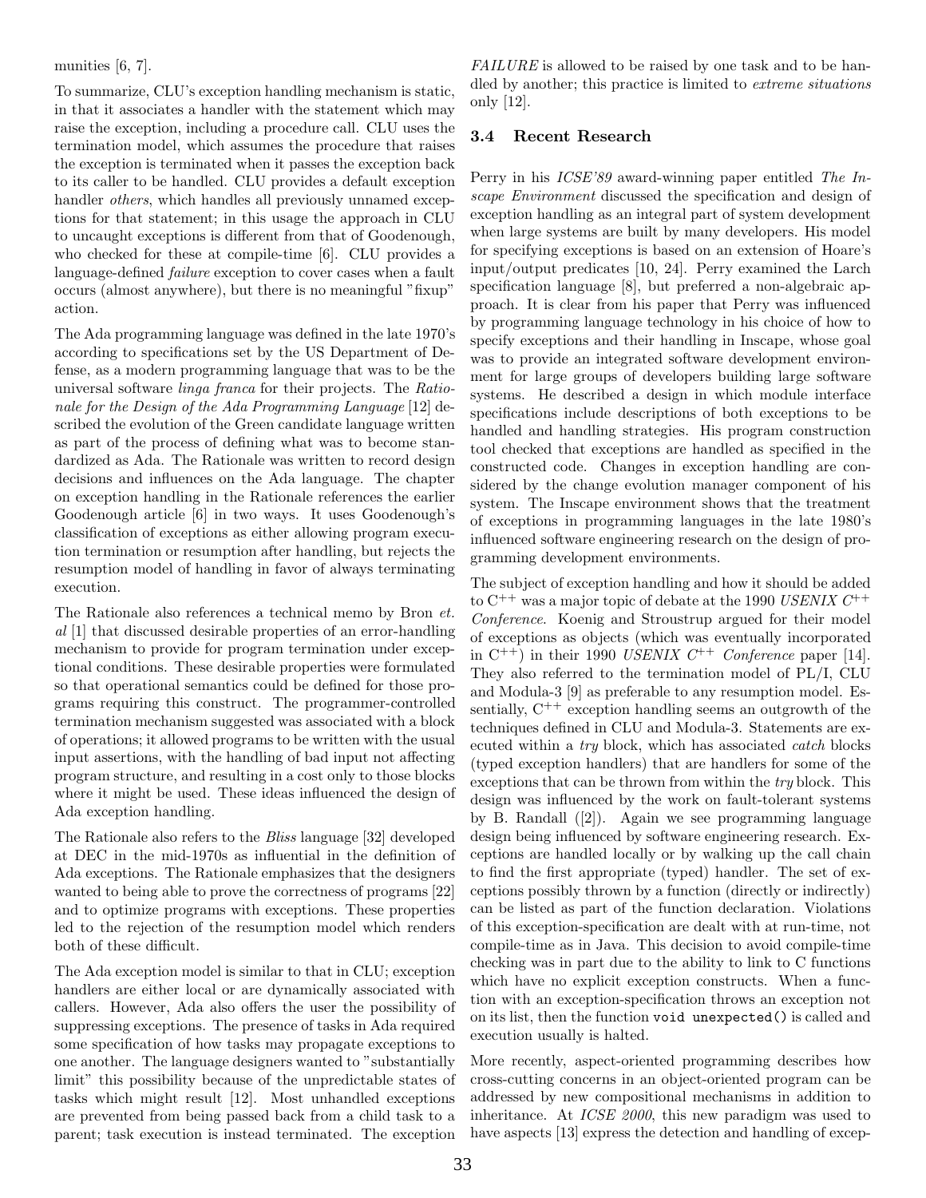munities [6, 7].

To summarize, CLU's exception handling mechanism is static, in that it associates a handler with the statement which may raise the exception, including a procedure call. CLU uses the termination model, which assumes the procedure that raises the exception is terminated when it passes the exception back to its caller to be handled. CLU provides a default exception handler *others*, which handles all previously unnamed exceptions for that statement; in this usage the approach in CLU to uncaught exceptions is different from that of Goodenough, who checked for these at compile-time [6]. CLU provides a language-defined *failure* exception to cover cases when a fault occurs (almost anywhere), but there is no meaningful "fixup" action.

The Ada programming language was defined in the late 1970's according to specifications set by the US Department of Defense, as a modern programming language that was to be the universal software *linga franca* for their projects. The *Rationale for the Design of the Ada Programming Language* [12] described the evolution of the Green candidate language written as part of the process of defining what was to become standardized as Ada. The Rationale was written to record design decisions and influences on the Ada language. The chapter on exception handling in the Rationale references the earlier Goodenough article [6] in two ways. It uses Goodenough's classification of exceptions as either allowing program execution termination or resumption after handling, but rejects the resumption model of handling in favor of always terminating execution.

The Rationale also references a technical memo by Bron *et. al* [1] that discussed desirable properties of an error-handling mechanism to provide for program termination under exceptional conditions. These desirable properties were formulated so that operational semantics could be defined for those programs requiring this construct. The programmer-controlled termination mechanism suggested was associated with a block of operations; it allowed programs to be written with the usual input assertions, with the handling of bad input not affecting program structure, and resulting in a cost only to those blocks where it might be used. These ideas influenced the design of Ada exception handling.

The Rationale also refers to the *Bliss* language [32] developed at DEC in the mid-1970s as influential in the definition of Ada exceptions. The Rationale emphasizes that the designers wanted to being able to prove the correctness of programs [22] and to optimize programs with exceptions. These properties led to the rejection of the resumption model which renders both of these difficult.

The Ada exception model is similar to that in CLU; exception handlers are either local or are dynamically associated with callers. However, Ada also offers the user the possibility of suppressing exceptions. The presence of tasks in Ada required some specification of how tasks may propagate exceptions to one another. The language designers wanted to "substantially limit" this possibility because of the unpredictable states of tasks which might result [12]. Most unhandled exceptions are prevented from being passed back from a child task to a parent; task execution is instead terminated. The exception *FAILURE* is allowed to be raised by one task and to be handled by another; this practice is limited to *extreme situations* only [12].

### 3.4 Recent Research

Perry in his *ICSE'89* award-winning paper entitled *The Inscape Environment* discussed the specification and design of exception handling as an integral part of system development when large systems are built by many developers. His model for specifying exceptions is based on an extension of Hoare's input/output predicates [10, 24]. Perry examined the Larch specification language [8], but preferred a non-algebraic approach. It is clear from his paper that Perry was influenced by programming language technology in his choice of how to specify exceptions and their handling in Inscape, whose goal was to provide an integrated software development environment for large groups of developers building large software systems. He described a design in which module interface specifications include descriptions of both exceptions to be handled and handling strategies. His program construction tool checked that exceptions are handled as specified in the constructed code. Changes in exception handling are considered by the change evolution manager component of his system. The Inscape environment shows that the treatment of exceptions in programming languages in the late 1980's influenced software engineering research on the design of programming development environments.

The subject of exception handling and how it should be added to C$^{++}$ was a major topic of debate at the 1990 *USENIX C$^{++}$ Conference*. Koenig and Stroustrup argued for their model of exceptions as objects (which was eventually incorporated in C$^{++}$) in their 1990 *USENIX C$^{++}$ Conference* paper [14]. They also referred to the termination model of PL/I, CLU and Modula-3 [9] as preferable to any resumption model. Essentially, C$^{++}$ exception handling seems an outgrowth of the techniques defined in CLU and Modula-3. Statements are executed within a *try* block, which has associated *catch* blocks (typed exception handlers) that are handlers for some of the exceptions that can be thrown from within the *try* block. This design was influenced by the work on fault-tolerant systems by B. Randall ([2]). Again we see programming language design being influenced by software engineering research. Exceptions are handled locally or by walking up the call chain to find the first appropriate (typed) handler. The set of exceptions possibly thrown by a function (directly or indirectly) can be listed as part of the function declaration. Violations of this exception-specification are dealt with at run-time, not compile-time as in Java. This decision to avoid compile-time checking was in part due to the ability to link to C functions which have no explicit exception constructs. When a function with an exception-specification throws an exception not on its list, then the function `void unexpected()` is called and execution usually is halted.

More recently, aspect-oriented programming describes how cross-cutting concerns in an object-oriented program can be addressed by new compositional mechanisms in addition to inheritance. At *ICSE 2000*, this new paradigm was used to have aspects [13] express the detection and handling of excep-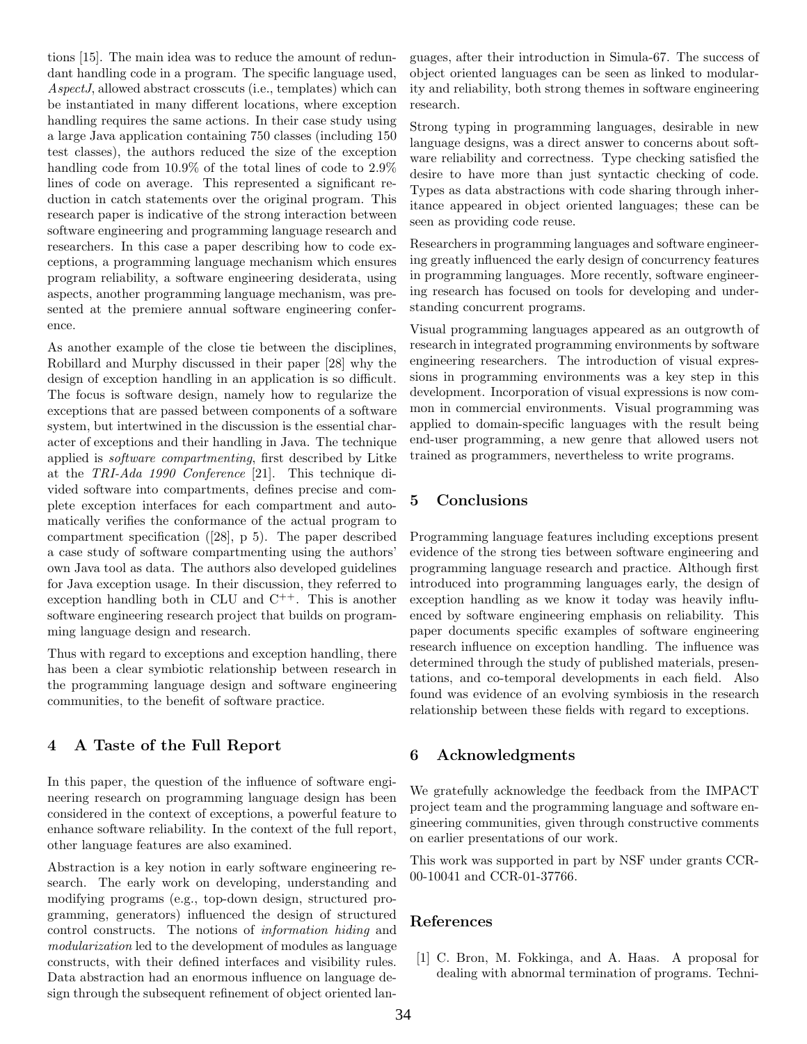tions [15]. The main idea was to reduce the amount of redundant handling code in a program. The specific language used, *AspectJ*, allowed abstract crosscuts (i.e., templates) which can be instantiated in many different locations, where exception handling requires the same actions. In their case study using a large Java application containing 750 classes (including 150 test classes), the authors reduced the size of the exception handling code from 10.9% of the total lines of code to 2.9% lines of code on average. This represented a significant reduction in catch statements over the original program. This research paper is indicative of the strong interaction between software engineering and programming language research and researchers. In this case a paper describing how to code exceptions, a programming language mechanism which ensures program reliability, a software engineering desiderata, using aspects, another programming language mechanism, was presented at the premiere annual software engineering conference.

As another example of the close tie between the disciplines, Robillard and Murphy discussed in their paper [28] why the design of exception handling in an application is so difficult. The focus is software design, namely how to regularize the exceptions that are passed between components of a software system, but intertwined in the discussion is the essential character of exceptions and their handling in Java. The technique applied is *software compartmenting*, first described by Litke at the *TRI-Ada 1990 Conference* [21]. This technique divided software into compartments, defines precise and complete exception interfaces for each compartment and automatically verifies the conformance of the actual program to compartment specification ([28], p 5). The paper described a case study of software compartmenting using the authors' own Java tool as data. The authors also developed guidelines for Java exception usage. In their discussion, they referred to exception handling both in CLU and $C^{++}$. This is another software engineering research project that builds on programming language design and research.

Thus with regard to exceptions and exception handling, there has been a clear symbiotic relationship between research in the programming language design and software engineering communities, to the benefit of software practice.

## 4 A Taste of the Full Report

In this paper, the question of the influence of software engineering research on programming language design has been considered in the context of exceptions, a powerful feature to enhance software reliability. In the context of the full report, other language features are also examined.

Abstraction is a key notion in early software engineering research. The early work on developing, understanding and modifying programs (e.g., top-down design, structured programming, generators) influenced the design of structured control constructs. The notions of *information hiding* and *modularization* led to the development of modules as language constructs, with their defined interfaces and visibility rules. Data abstraction had an enormous influence on language design through the subsequent refinement of object oriented languages, after their introduction in Simula-67. The success of object oriented languages can be seen as linked to modularity and reliability, both strong themes in software engineering research.

Strong typing in programming languages, desirable in new language designs, was a direct answer to concerns about software reliability and correctness. Type checking satisfied the desire to have more than just syntactic checking of code. Types as data abstractions with code sharing through inheritance appeared in object oriented languages; these can be seen as providing code reuse.

Researchers in programming languages and software engineering greatly influenced the early design of concurrency features in programming languages. More recently, software engineering research has focused on tools for developing and understanding concurrent programs.

Visual programming languages appeared as an outgrowth of research in integrated programming environments by software engineering researchers. The introduction of visual expressions in programming environments was a key step in this development. Incorporation of visual expressions is now common in commercial environments. Visual programming was applied to domain-specific languages with the result being end-user programming, a new genre that allowed users not trained as programmers, nevertheless to write programs.

## 5 Conclusions

Programming language features including exceptions present evidence of the strong ties between software engineering and programming language research and practice. Although first introduced into programming languages early, the design of exception handling as we know it today was heavily influenced by software engineering emphasis on reliability. This paper documents specific examples of software engineering research influence on exception handling. The influence was determined through the study of published materials, presentations, and co-temporal developments in each field. Also found was evidence of an evolving symbiosis in the research relationship between these fields with regard to exceptions.

## 6 Acknowledgments

We gratefully acknowledge the feedback from the IMPACT project team and the programming language and software engineering communities, given through constructive comments on earlier presentations of our work.

This work was supported in part by NSF under grants CCR-00-10041 and CCR-01-37766.

## References

[1] C. Bron, M. Fokkinga, and A. Haas. A proposal for dealing with abnormal termination of programs. Techni-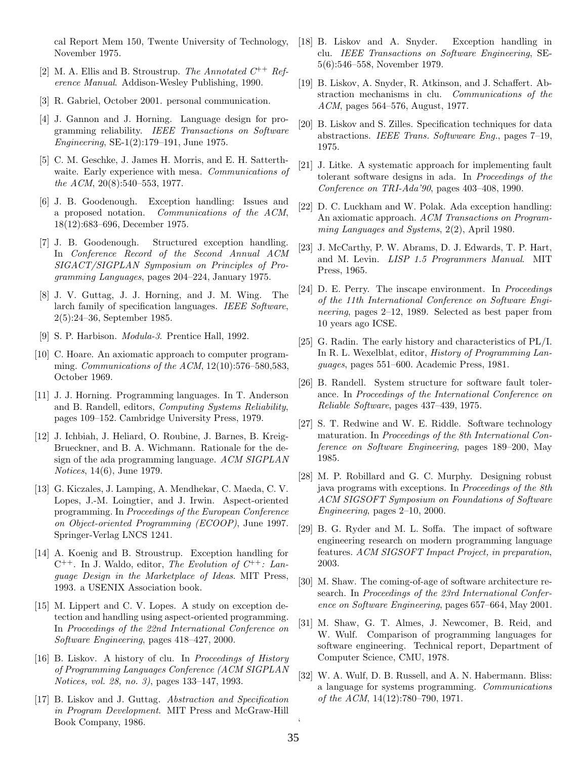cal Report Mem 150, Twente University of Technology, November 1975.

[2] M. A. Ellis and B. Stroustrup. *The Annotated C++ Reference Manual*. Addison-Wesley Publishing, 1990.

[3] R. Gabriel, October 2001. personal communication.

[4] J. Gannon and J. Horning. Language design for programming reliability. *IEEE Transactions on Software Engineering*, SE-1(2):179–191, June 1975.

[5] C. M. Geschke, J. James H. Morris, and E. H. Satterthwaite. Early experience with mesa. *Communications of the ACM*, 20(8):540–553, 1977.

[6] J. B. Goodenough. Exception handling: Issues and a proposed notation. *Communications of the ACM*, 18(12):683–696, December 1975.

[7] J. B. Goodenough. Structured exception handling. In *Conference Record of the Second Annual ACM SIGACT/SIGPLAN Symposium on Principles of Programming Languages*, pages 204–224, January 1975.

[8] J. V. Guttag, J. J. Horning, and J. M. Wing. The larch family of specification languages. *IEEE Software*, 2(5):24–36, September 1985.

[9] S. P. Harbison. *Modula-3*. Prentice Hall, 1992.

[10] C. Hoare. An axiomatic approach to computer programming. *Communications of the ACM*, 12(10):576–580,583, October 1969.

[11] J. J. Horning. Programming languages. In T. Anderson and B. Randell, editors, *Computing Systems Reliability*, pages 109–152. Cambridge University Press, 1979.

[12] J. Ichbiah, J. Heliard, O. Roubine, J. Barnes, B. Kreig-Brueckner, and B. A. Wichmann. Rationale for the design of the ada programming language. *ACM SIGPLAN Notices*, 14(6), June 1979.

[13] G. Kiczales, J. Lamping, A. Mendhekar, C. Maeda, C. V. Lopes, J.-M. Loingtier, and J. Irwin. Aspect-oriented programming. In *Proceedings of the European Conference on Object-oriented Programming (ECOOP)*, June 1997. Springer-Verlag LNCS 1241.

[14] A. Koenig and B. Stroustrup. Exception handling for C++. In J. Waldo, editor, *The Evolution of C++: Language Design in the Marketplace of Ideas*. MIT Press, 1993. a USENIX Association book.

[15] M. Lippert and C. V. Lopes. A study on exception detection and handling using aspect-oriented programming. In *Proceedings of the 22nd International Conference on Software Engineering*, pages 418–427, 2000.

[16] B. Liskov. A history of clu. In *Proceedings of History of Programming Languages Conference (ACM SIGPLAN Notices, vol. 28, no. 3)*, pages 133–147, 1993.

[17] B. Liskov and J. Guttag. *Abstraction and Specification in Program Development*. MIT Press and McGraw-Hill Book Company, 1986.

[18] B. Liskov and A. Snyder. Exception handling in clu. *IEEE Transactions on Software Engineering*, SE-5(6):546–558, November 1979.

[19] B. Liskov, A. Snyder, R. Atkinson, and J. Schaffert. Abstraction mechanisms in clu. *Communications of the ACM*, pages 564–576, August, 1977.

[20] B. Liskov and S. Zilles. Specification techniques for data abstractions. *IEEE Trans. Softwware Eng.*, pages 7–19, 1975.

[21] J. Litke. A systematic approach for implementing fault tolerant software designs in ada. In *Proceedings of the Conference on TRI-Ada'90*, pages 403–408, 1990.

[22] D. C. Luckham and W. Polak. Ada exception handling: An axiomatic approach. *ACM Transactions on Programming Languages and Systems*, 2(2), April 1980.

[23] J. McCarthy, P. W. Abrams, D. J. Edwards, T. P. Hart, and M. Levin. *LISP 1.5 Programmers Manual*. MIT Press, 1965.

[24] D. E. Perry. The inscape environment. In *Proceedings of the 11th International Conference on Software Engineering*, pages 2–12, 1989. Selected as best paper from 10 years ago ICSE.

[25] G. Radin. The early history and characteristics of PL/I. In R. L. Wexelblat, editor, *History of Programming Languages*, pages 551–600. Academic Press, 1981.

[26] B. Randell. System structure for software fault tolerance. In *Proceedings of the International Conference on Reliable Software*, pages 437–439, 1975.

[27] S. T. Redwine and W. E. Riddle. Software technology maturation. In *Proceedings of the 8th International Conference on Software Engineering*, pages 189–200, May 1985.

[28] M. P. Robillard and G. C. Murphy. Designing robust java programs with exceptions. In *Proceedings of the 8th ACM SIGSOFT Symposium on Foundations of Software Engineering*, pages 2–10, 2000.

[29] B. G. Ryder and M. L. Soffa. The impact of software engineering research on modern programming language features. *ACM SIGSOFT Impact Project, in preparation*, 2003.

[30] M. Shaw. The coming-of-age of software architecture research. In *Proceedings of the 23rd International Conference on Software Engineering*, pages 657–664, May 2001.

[31] M. Shaw, G. T. Almes, J. Newcomer, B. Reid, and W. Wulf. Comparison of programming languages for software engineering. Technical report, Department of Computer Science, CMU, 1978.

[32] W. A. Wulf, D. B. Russell, and A. N. Habermann. Bliss: a language for systems programming. *Communications of the ACM*, 14(12):780–790, 1971.